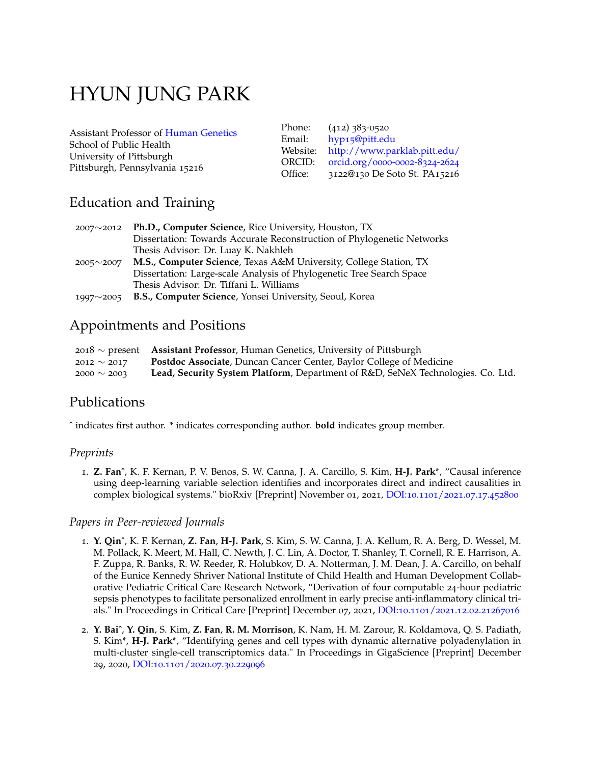# HYUN JUNG PARK

Assistant Professor of Human Genetics
School of Public Health
University of Pittsburgh
Pittsburgh, Pennsylvania 15216

Phone: (412) 383-0520
Email: hyp15@pitt.edu
Website: http://www.parklab.pitt.edu/
ORCID: orcid.org/0000-0002-8324-2624
Office: 3122@130 De Soto St. PA15216

## Education and Training

2007∼2012 **Ph.D., Computer Science**, Rice University, Houston, TX
Dissertation: Towards Accurate Reconstruction of Phylogenetic Networks
Thesis Advisor: Dr. Luay K. Nakhleh

2005∼2007 **M.S., Computer Science**, Texas A&M University, College Station, TX
Dissertation: Large-scale Analysis of Phylogenetic Tree Search Space
Thesis Advisor: Dr. Tiffani L. Williams

1997∼2005 **B.S., Computer Science**, Yonsei University, Seoul, Korea

## Appointments and Positions

2018 ∼ present **Assistant Professor**, Human Genetics, University of Pittsburgh
2012 ∼ 2017 **Postdoc Associate**, Duncan Cancer Center, Baylor College of Medicine
2000 ∼ 2003 **Lead, Security System Platform**, Department of R&D, SeNeX Technologies. Co. Ltd.

## Publications

ˆ indicates first author. * indicates corresponding author. **bold** indicates group member.

### *Preprints*

1. **Z. Fan**ˆ, K. F. Kernan, P. V. Benos, S. W. Canna, J. A. Carcillo, S. Kim, **H-J. Park***, "Causal inference using deep-learning variable selection identifies and incorporates direct and indirect causalities in complex biological systems." bioRxiv [Preprint] November 01, 2021, DOI:10.1101/2021.07.17.452800

### *Papers in Peer-reviewed Journals*

1. **Y. Qin**ˆ, K. F. Kernan, **Z. Fan**, **H-J. Park**, S. Kim, S. W. Canna, J. A. Kellum, R. A. Berg, D. Wessel, M. M. Pollack, K. Meert, M. Hall, C. Newth, J. C. Lin, A. Doctor, T. Shanley, T. Cornell, R. E. Harrison, A. F. Zuppa, R. Banks, R. W. Reeder, R. Holubkov, D. A. Notterman, J. M. Dean, J. A. Carcillo, on behalf of the Eunice Kennedy Shriver National Institute of Child Health and Human Development Collaborative Pediatric Critical Care Research Network, "Derivation of four computable 24-hour pediatric sepsis phenotypes to facilitate personalized enrollment in early precise anti-inflammatory clinical trials." In Proceedings in Critical Care [Preprint] December 07, 2021, DOI:10.1101/2021.12.02.21267016

2. **Y. Bai**ˆ, **Y. Qin**, S. Kim, **Z. Fan**, **R. M. Morrison**, K. Nam, H. M. Zarour, R. Koldamova, Q. S. Padiath, S. Kim*, **H-J. Park***, "Identifying genes and cell types with dynamic alternative polyadenylation in multi-cluster single-cell transcriptomics data." In Proceedings in GigaScience [Preprint] December 29, 2020, DOI:10.1101/2020.07.30.229096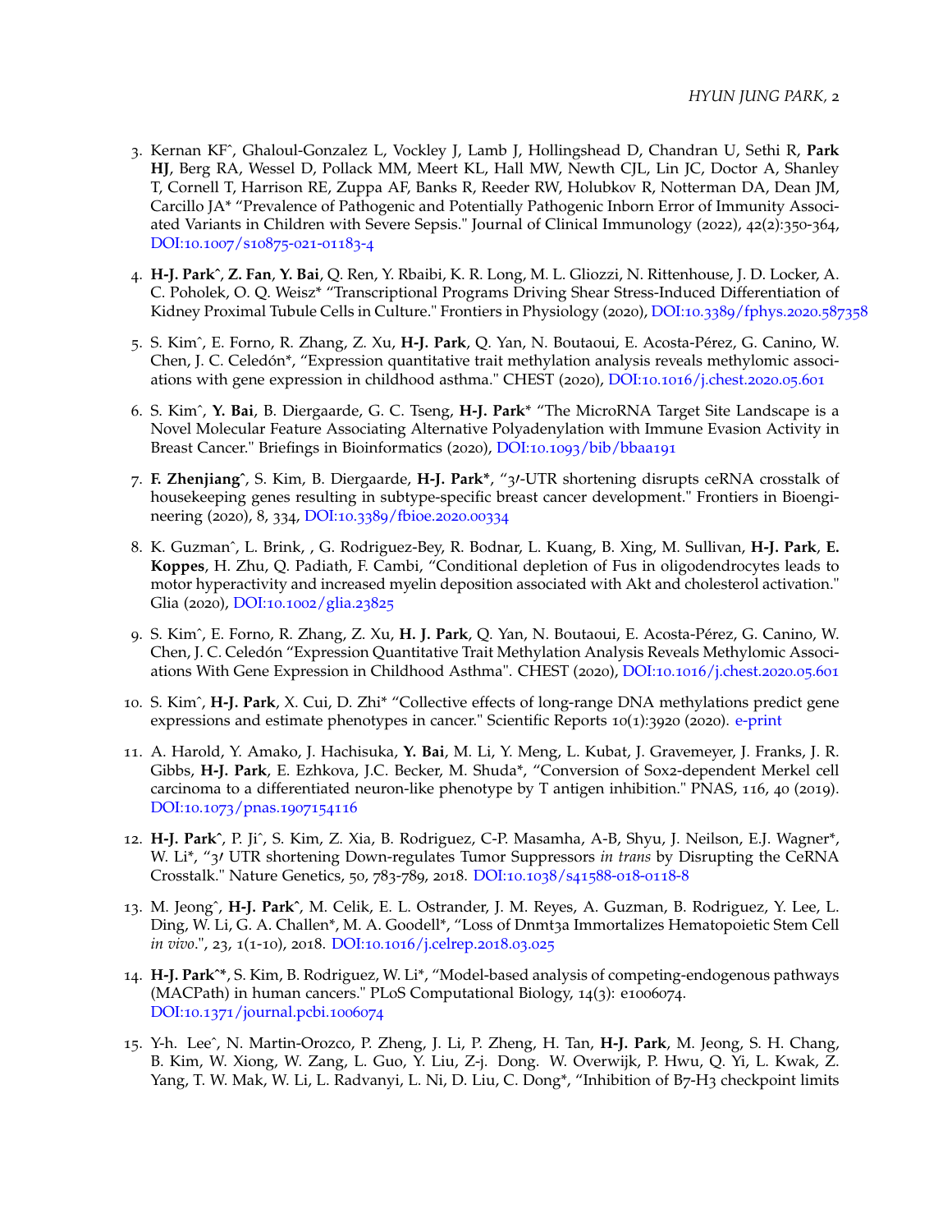3. Kernan KF^, Ghaloul-Gonzalez L, Vockley J, Lamb J, Hollingshead D, Chandran U, Sethi R, **Park HJ**, Berg RA, Wessel D, Pollack MM, Meert KL, Hall MW, Newth CJL, Lin JC, Doctor A, Shanley T, Cornell T, Harrison RE, Zuppa AF, Banks R, Reeder RW, Holubkov R, Notterman DA, Dean JM, Carcillo JA* "Prevalence of Pathogenic and Potentially Pathogenic Inborn Error of Immunity Associated Variants in Children with Severe Sepsis." Journal of Clinical Immunology (2022), 42(2):350-364, DOI:10.1007/s10875-021-01183-4

4. **H-J. Park^**, **Z. Fan**, **Y. Bai**, Q. Ren, Y. Rbaibi, K. R. Long, M. L. Gliozzi, N. Rittenhouse, J. D. Locker, A. C. Poholek, O. Q. Weisz* "Transcriptional Programs Driving Shear Stress-Induced Differentiation of Kidney Proximal Tubule Cells in Culture." Frontiers in Physiology (2020), DOI:10.3389/fphys.2020.587358

5. S. Kim^, E. Forno, R. Zhang, Z. Xu, **H-J. Park**, Q. Yan, N. Boutaoui, E. Acosta-Pérez, G. Canino, W. Chen, J. C. Celedón*, "Expression quantitative trait methylation analysis reveals methylomic associations with gene expression in childhood asthma." CHEST (2020), DOI:10.1016/j.chest.2020.05.601

6. S. Kim^, **Y. Bai**, B. Diergaarde, G. C. Tseng, **H-J. Park*** "The MicroRNA Target Site Landscape is a Novel Molecular Feature Associating Alternative Polyadenylation with Immune Evasion Activity in Breast Cancer." Briefings in Bioinformatics (2020), DOI:10.1093/bib/bbaa191

7. **F. Zhenjiang^**, S. Kim, B. Diergaarde, **H-J. Park***, "3′-UTR shortening disrupts ceRNA crosstalk of housekeeping genes resulting in subtype-specific breast cancer development." Frontiers in Bioengineering (2020), 8, 334, DOI:10.3389/fbioe.2020.00334

8. K. Guzman^, L. Brink, , G. Rodriguez-Bey, R. Bodnar, L. Kuang, B. Xing, M. Sullivan, **H-J. Park**, **E. Koppes**, H. Zhu, Q. Padiath, F. Cambi, "Conditional depletion of Fus in oligodendrocytes leads to motor hyperactivity and increased myelin deposition associated with Akt and cholesterol activation." Glia (2020), DOI:10.1002/glia.23825

9. S. Kim^, E. Forno, R. Zhang, Z. Xu, **H. J. Park**, Q. Yan, N. Boutaoui, E. Acosta-Pérez, G. Canino, W. Chen, J. C. Celedón "Expression Quantitative Trait Methylation Analysis Reveals Methylomic Associations With Gene Expression in Childhood Asthma". CHEST (2020), DOI:10.1016/j.chest.2020.05.601

10. S. Kim^, **H-J. Park**, X. Cui, D. Zhi* "Collective effects of long-range DNA methylations predict gene expressions and estimate phenotypes in cancer." Scientific Reports 10(1):3920 (2020). e-print

11. A. Harold, Y. Amako, J. Hachisuka, **Y. Bai**, M. Li, Y. Meng, L. Kubat, J. Gravemeyer, J. Franks, J. R. Gibbs, **H-J. Park**, E. Ezhkova, J.C. Becker, M. Shuda*, "Conversion of Sox2-dependent Merkel cell carcinoma to a differentiated neuron-like phenotype by T antigen inhibition." PNAS, 116, 40 (2019). DOI:10.1073/pnas.1907154116

12. **H-J. Park^**, P. Ji^, S. Kim, Z. Xia, B. Rodriguez, C-P. Masamha, A-B, Shyu, J. Neilson, E.J. Wagner*, W. Li*, "3′ UTR shortening Down-regulates Tumor Suppressors *in trans* by Disrupting the CeRNA Crosstalk." Nature Genetics, 50, 783-789, 2018. DOI:10.1038/s41588-018-0118-8

13. M. Jeong^, **H-J. Park^**, M. Celik, E. L. Ostrander, J. M. Reyes, A. Guzman, B. Rodriguez, Y. Lee, L. Ding, W. Li, G. A. Challen*, M. A. Goodell*, "Loss of Dnmt3a Immortalizes Hematopoietic Stem Cell *in vivo*.", 23, 1(1-10), 2018. DOI:10.1016/j.celrep.2018.03.025

14. **H-J. Park^***, S. Kim, B. Rodriguez, W. Li*, "Model-based analysis of competing-endogenous pathways (MACPath) in human cancers." PLoS Computational Biology, 14(3): e1006074. DOI:10.1371/journal.pcbi.1006074

15. Y-h. Lee^, N. Martin-Orozco, P. Zheng, J. Li, P. Zheng, H. Tan, **H-J. Park**, M. Jeong, S. H. Chang, B. Kim, W. Xiong, W. Zang, L. Guo, Y. Liu, Z-j. Dong. W. Overwijk, P. Hwu, Q. Yi, L. Kwak, Z. Yang, T. W. Mak, W. Li, L. Radvanyi, L. Ni, D. Liu, C. Dong*, "Inhibition of B7-H3 checkpoint limits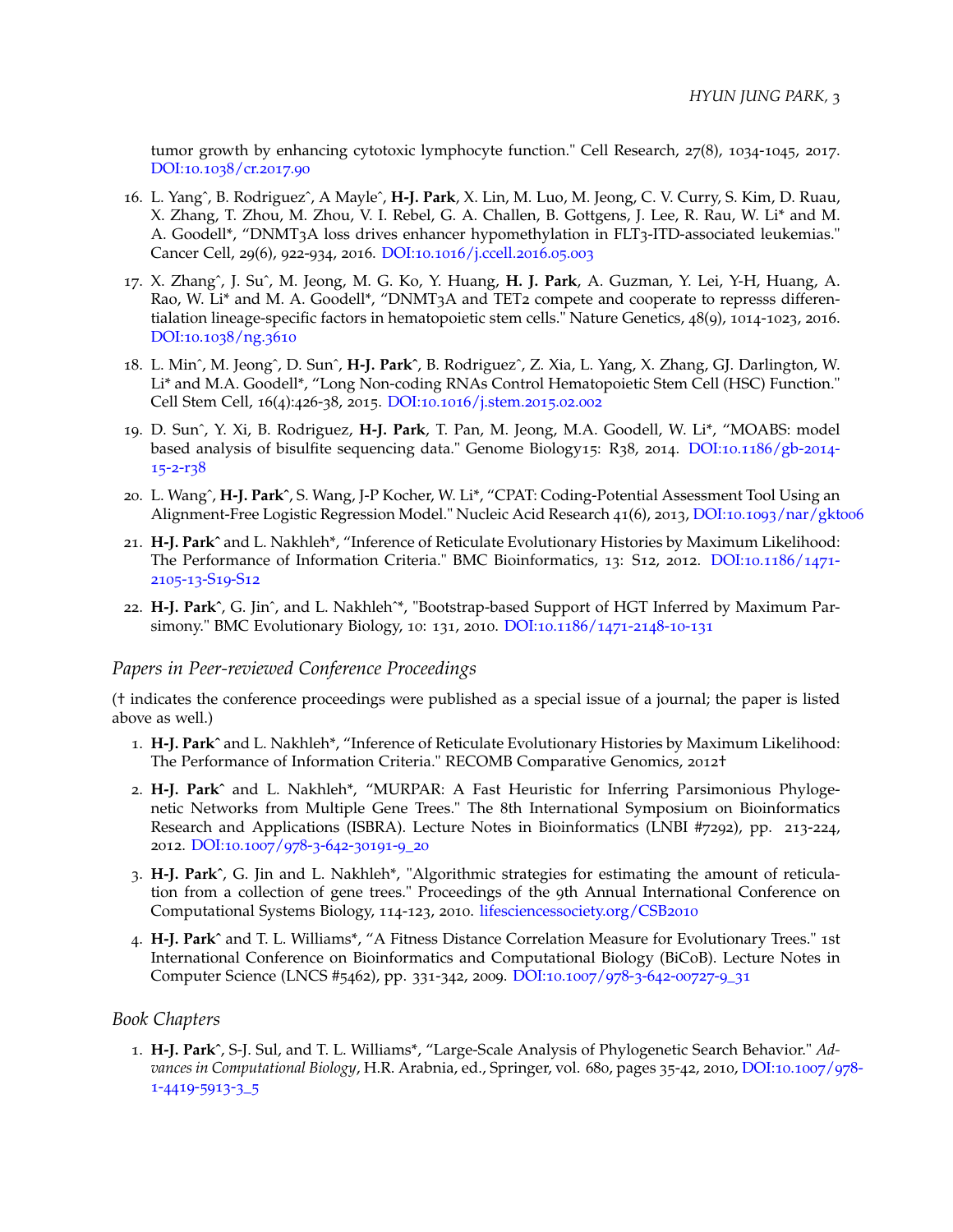tumor growth by enhancing cytotoxic lymphocyte function." Cell Research, 27(8), 1034-1045, 2017. DOI:10.1038/cr.2017.90

16. L. Yang^, B. Rodriguez^, A Mayle^, **H-J. Park**, X. Lin, M. Luo, M. Jeong, C. V. Curry, S. Kim, D. Ruau, X. Zhang, T. Zhou, M. Zhou, V. I. Rebel, G. A. Challen, B. Gottgens, J. Lee, R. Rau, W. Li* and M. A. Goodell*, "DNMT3A loss drives enhancer hypomethylation in FLT3-ITD-associated leukemias." Cancer Cell, 29(6), 922-934, 2016. DOI:10.1016/j.ccell.2016.05.003
17. X. Zhang^, J. Su^, M. Jeong, M. G. Ko, Y. Huang, **H. J. Park**, A. Guzman, Y. Lei, Y-H, Huang, A. Rao, W. Li* and M. A. Goodell*, "DNMT3A and TET2 compete and cooperate to repress differentialation lineage-specific factors in hematopoietic stem cells." Nature Genetics, 48(9), 1014-1023, 2016. DOI:10.1038/ng.3610
18. L. Min^, M. Jeong^, D. Sun^, **H-J. Park^**, B. Rodriguez^, Z. Xia, L. Yang, X. Zhang, GJ. Darlington, W. Li* and M.A. Goodell*, "Long Non-coding RNAs Control Hematopoietic Stem Cell (HSC) Function." Cell Stem Cell, 16(4):426-38, 2015. DOI:10.1016/j.stem.2015.02.002
19. D. Sun^, Y. Xi, B. Rodriguez, **H-J. Park**, T. Pan, M. Jeong, M.A. Goodell, W. Li*, "MOABS: model based analysis of bisulfite sequencing data." Genome Biology15: R38, 2014. DOI:10.1186/gb-2014-15-2-r38
20. L. Wang^, **H-J. Park^**, S. Wang, J-P Kocher, W. Li*, "CPAT: Coding-Potential Assessment Tool Using an Alignment-Free Logistic Regression Model." Nucleic Acid Research 41(6), 2013, DOI:10.1093/nar/gkt006
21. **H-J. Park^** and L. Nakhleh*, "Inference of Reticulate Evolutionary Histories by Maximum Likelihood: The Performance of Information Criteria." BMC Bioinformatics, 13: S12, 2012. DOI:10.1186/1471-2105-13-S19-S12
22. **H-J. Park^**, G. Jin^, and L. Nakhleh^*, "Bootstrap-based Support of HGT Inferred by Maximum Parsimony." BMC Evolutionary Biology, 10: 131, 2010. DOI:10.1186/1471-2148-10-131

### *Papers in Peer-reviewed Conference Proceedings*

(† indicates the conference proceedings were published as a special issue of a journal; the paper is listed above as well.)

1. **H-J. Park^** and L. Nakhleh*, "Inference of Reticulate Evolutionary Histories by Maximum Likelihood: The Performance of Information Criteria." RECOMB Comparative Genomics, 2012†
2. **H-J. Park^** and L. Nakhleh*, "MURPAR: A Fast Heuristic for Inferring Parsimonious Phylogenetic Networks from Multiple Gene Trees." The 8th International Symposium on Bioinformatics Research and Applications (ISBRA). Lecture Notes in Bioinformatics (LNBI #7292), pp. 213-224, 2012. DOI:10.1007/978-3-642-30191-9_20
3. **H-J. Park^**, G. Jin and L. Nakhleh*, "Algorithmic strategies for estimating the amount of reticulation from a collection of gene trees." Proceedings of the 9th Annual International Conference on Computational Systems Biology, 114-123, 2010. lifesciencessociety.org/CSB2010
4. **H-J. Park^** and T. L. Williams*, "A Fitness Distance Correlation Measure for Evolutionary Trees." 1st International Conference on Bioinformatics and Computational Biology (BiCoB). Lecture Notes in Computer Science (LNCS #5462), pp. 331-342, 2009. DOI:10.1007/978-3-642-00727-9_31

### *Book Chapters*

1. **H-J. Park^**, S-J. Sul, and T. L. Williams*, "Large-Scale Analysis of Phylogenetic Search Behavior." *Advances in Computational Biology*, H.R. Arabnia, ed., Springer, vol. 680, pages 35-42, 2010, DOI:10.1007/978-1-4419-5913-3_5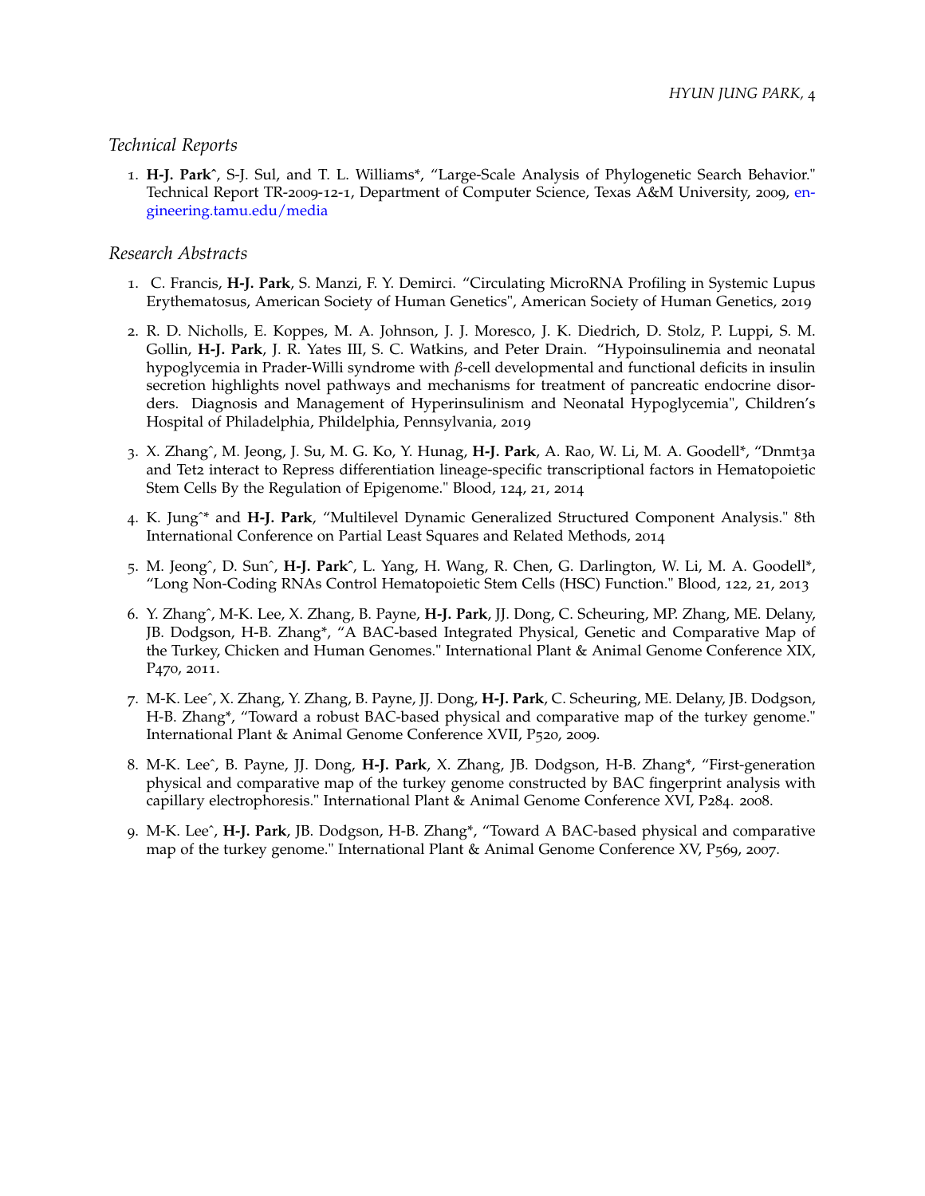### *Technical Reports*

1. **H-J. Park**ˆ, S-J. Sul, and T. L. Williams*, "Large-Scale Analysis of Phylogenetic Search Behavior." Technical Report TR-2009-12-1, Department of Computer Science, Texas A&M University, 2009, engineering.tamu.edu/media

### *Research Abstracts*

1. C. Francis, **H-J. Park**, S. Manzi, F. Y. Demirci. "Circulating MicroRNA Profiling in Systemic Lupus Erythematosus, American Society of Human Genetics", American Society of Human Genetics, 2019

2. R. D. Nicholls, E. Koppes, M. A. Johnson, J. J. Moresco, J. K. Diedrich, D. Stolz, P. Luppi, S. M. Gollin, **H-J. Park**, J. R. Yates III, S. C. Watkins, and Peter Drain. "Hypoinsulinemia and neonatal hypoglycemia in Prader-Willi syndrome with $\beta$-cell developmental and functional deficits in insulin secretion highlights novel pathways and mechanisms for treatment of pancreatic endocrine disorders. Diagnosis and Management of Hyperinsulinism and Neonatal Hypoglycemia", Children's Hospital of Philadelphia, Phildelphia, Pennsylvania, 2019

3. X. Zhangˆ, M. Jeong, J. Su, M. G. Ko, Y. Hunag, **H-J. Park**, A. Rao, W. Li, M. A. Goodell*, "Dnmt3a and Tet2 interact to Repress differentiation lineage-specific transcriptional factors in Hematopoietic Stem Cells By the Regulation of Epigenome." Blood, 124, 21, 2014

4. K. Jungˆ* and **H-J. Park**, "Multilevel Dynamic Generalized Structured Component Analysis." 8th International Conference on Partial Least Squares and Related Methods, 2014

5. M. Jeongˆ, D. Sunˆ, **H-J. Park**ˆ, L. Yang, H. Wang, R. Chen, G. Darlington, W. Li, M. A. Goodell*, "Long Non-Coding RNAs Control Hematopoietic Stem Cells (HSC) Function." Blood, 122, 21, 2013

6. Y. Zhangˆ, M-K. Lee, X. Zhang, B. Payne, **H-J. Park**, JJ. Dong, C. Scheuring, MP. Zhang, ME. Delany, JB. Dodgson, H-B. Zhang*, "A BAC-based Integrated Physical, Genetic and Comparative Map of the Turkey, Chicken and Human Genomes." International Plant & Animal Genome Conference XIX, P470, 2011.

7. M-K. Leeˆ, X. Zhang, Y. Zhang, B. Payne, JJ. Dong, **H-J. Park**, C. Scheuring, ME. Delany, JB. Dodgson, H-B. Zhang*, "Toward a robust BAC-based physical and comparative map of the turkey genome." International Plant & Animal Genome Conference XVII, P520, 2009.

8. M-K. Leeˆ, B. Payne, JJ. Dong, **H-J. Park**, X. Zhang, JB. Dodgson, H-B. Zhang*, "First-generation physical and comparative map of the turkey genome constructed by BAC fingerprint analysis with capillary electrophoresis." International Plant & Animal Genome Conference XVI, P284. 2008.

9. M-K. Leeˆ, **H-J. Park**, JB. Dodgson, H-B. Zhang*, "Toward A BAC-based physical and comparative map of the turkey genome." International Plant & Animal Genome Conference XV, P569, 2007.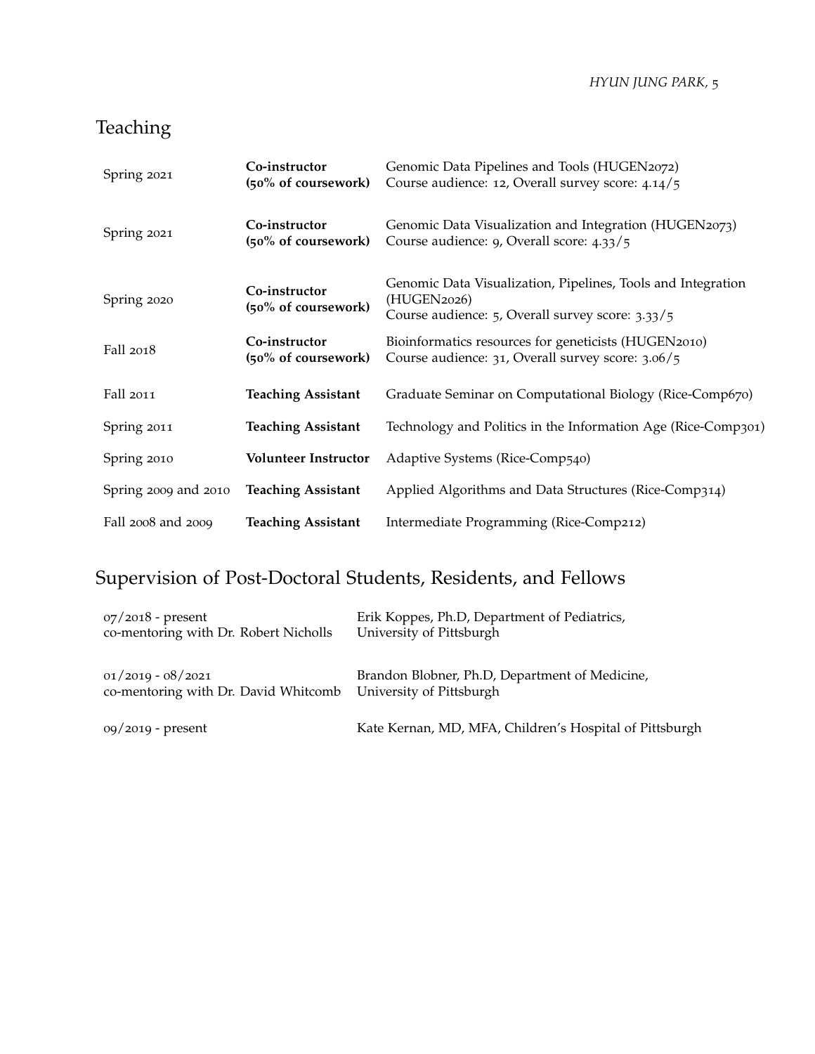## Teaching

| | | |
|---|---|---|
| Spring 2021 | **Co-instructor (50% of coursework)** | Genomic Data Pipelines and Tools (HUGEN2072)<br>Course audience: 12, Overall survey score: 4.14/5 |
| Spring 2021 | **Co-instructor (50% of coursework)** | Genomic Data Visualization and Integration (HUGEN2073)<br>Course audience: 9, Overall score: 4.33/5 |
| Spring 2020 | **Co-instructor (50% of coursework)** | Genomic Data Visualization, Pipelines, Tools and Integration (HUGEN2026)<br>Course audience: 5, Overall survey score: 3.33/5 |
| Fall 2018 | **Co-instructor (50% of coursework)** | Bioinformatics resources for geneticists (HUGEN2010)<br>Course audience: 31, Overall survey score: 3.06/5 |
| Fall 2011 | **Teaching Assistant** | Graduate Seminar on Computational Biology (Rice-Comp670) |
| Spring 2011 | **Teaching Assistant** | Technology and Politics in the Information Age (Rice-Comp301) |
| Spring 2010 | **Volunteer Instructor** | Adaptive Systems (Rice-Comp540) |
| Spring 2009 and 2010 | **Teaching Assistant** | Applied Algorithms and Data Structures (Rice-Comp314) |
| Fall 2008 and 2009 | **Teaching Assistant** | Intermediate Programming (Rice-Comp212) |

## Supervision of Post-Doctoral Students, Residents, and Fellows

| | |
|---|---|
| 07/2018 - present<br>co-mentoring with Dr. Robert Nicholls | Erik Koppes, Ph.D, Department of Pediatrics,<br>University of Pittsburgh |
| 01/2019 - 08/2021<br>co-mentoring with Dr. David Whitcomb | Brandon Blobner, Ph.D, Department of Medicine,<br>University of Pittsburgh |
| 09/2019 - present | Kate Kernan, MD, MFA, Children's Hospital of Pittsburgh |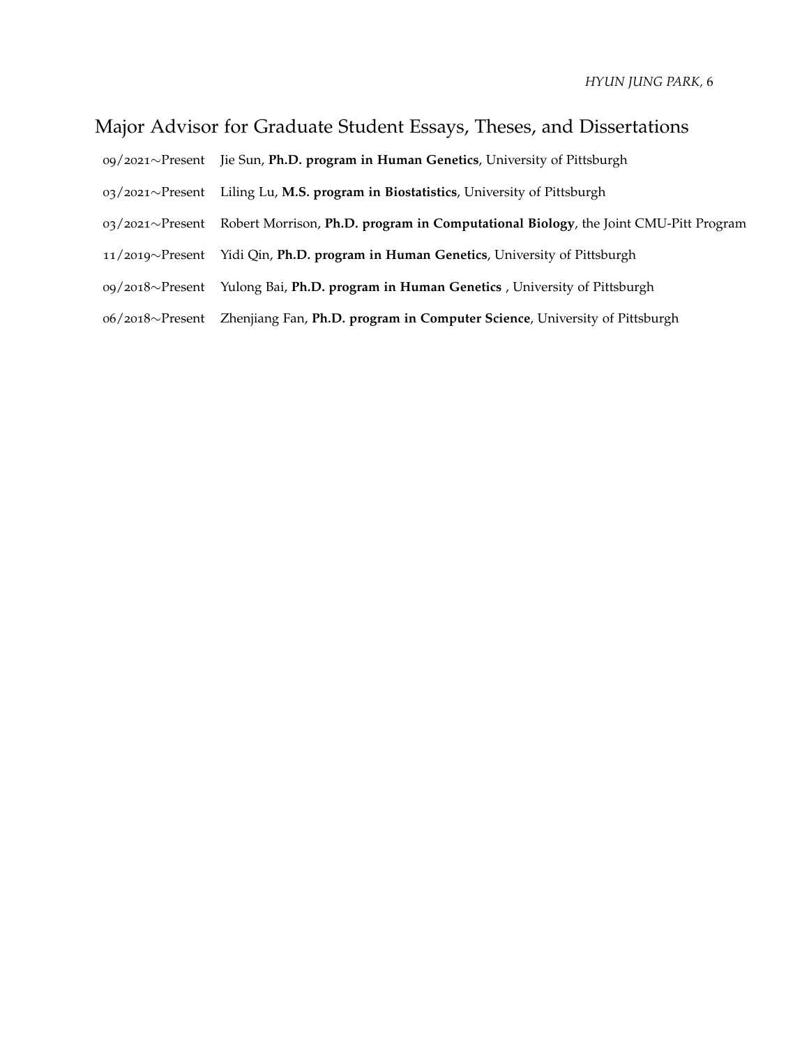## Major Advisor for Graduate Student Essays, Theses, and Dissertations

09/2021~Present Jie Sun, **Ph.D. program in Human Genetics**, University of Pittsburgh

03/2021~Present Liling Lu, **M.S. program in Biostatistics**, University of Pittsburgh

03/2021~Present Robert Morrison, **Ph.D. program in Computational Biology**, the Joint CMU-Pitt Program

11/2019~Present Yidi Qin, **Ph.D. program in Human Genetics**, University of Pittsburgh

09/2018~Present Yulong Bai, **Ph.D. program in Human Genetics** , University of Pittsburgh

06/2018~Present Zhenjiang Fan, **Ph.D. program in Computer Science**, University of Pittsburgh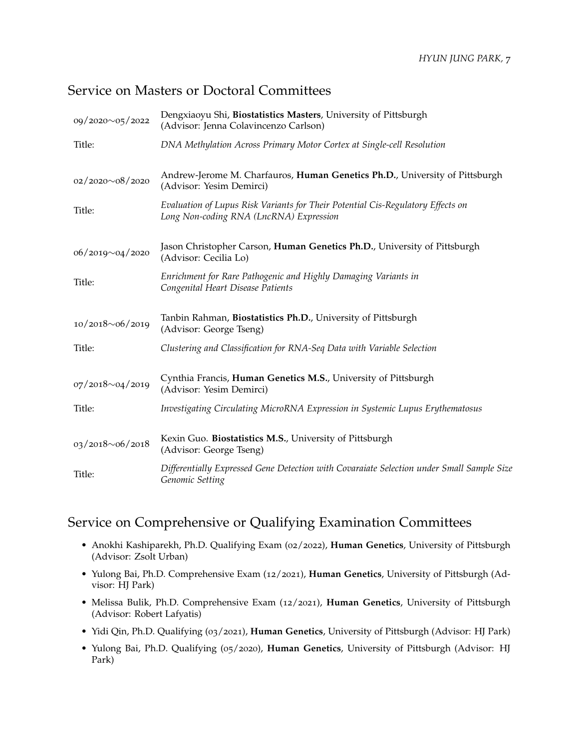## Service on Masters or Doctoral Committees

| | |
|---|---|
| 09/2020∼05/2022 | Dengxiaoyu Shi, **Biostatistics Masters**, University of Pittsburgh (Advisor: Jenna Colavincenzo Carlson) |
| Title: | *DNA Methylation Across Primary Motor Cortex at Single-cell Resolution* |
| 02/2020∼08/2020 | Andrew-Jerome M. Charfauros, **Human Genetics Ph.D.**, University of Pittsburgh (Advisor: Yesim Demirci) |
| Title: | *Evaluation of Lupus Risk Variants for Their Potential Cis-Regulatory Effects on Long Non-coding RNA (LncRNA) Expression* |
| 06/2019∼04/2020 | Jason Christopher Carson, **Human Genetics Ph.D.**, University of Pittsburgh (Advisor: Cecilia Lo) |
| Title: | *Enrichment for Rare Pathogenic and Highly Damaging Variants in Congenital Heart Disease Patients* |
| 10/2018∼06/2019 | Tanbin Rahman, **Biostatistics Ph.D.**, University of Pittsburgh (Advisor: George Tseng) |
| Title: | *Clustering and Classification for RNA-Seq Data with Variable Selection* |
| 07/2018∼04/2019 | Cynthia Francis, **Human Genetics M.S.**, University of Pittsburgh (Advisor: Yesim Demirci) |
| Title: | *Investigating Circulating MicroRNA Expression in Systemic Lupus Erythematosus* |
| 03/2018∼06/2018 | Kexin Guo. **Biostatistics M.S.**, University of Pittsburgh (Advisor: George Tseng) |
| Title: | *Differentially Expressed Gene Detection with Covaraiate Selection under Small Sample Size Genomic Setting* |

## Service on Comprehensive or Qualifying Examination Committees

- Anokhi Kashiparekh, Ph.D. Qualifying Exam (02/2022), **Human Genetics**, University of Pittsburgh (Advisor: Zsolt Urban)
- Yulong Bai, Ph.D. Comprehensive Exam (12/2021), **Human Genetics**, University of Pittsburgh (Advisor: HJ Park)
- Melissa Bulik, Ph.D. Comprehensive Exam (12/2021), **Human Genetics**, University of Pittsburgh (Advisor: Robert Lafyatis)
- Yidi Qin, Ph.D. Qualifying (03/2021), **Human Genetics**, University of Pittsburgh (Advisor: HJ Park)
- Yulong Bai, Ph.D. Qualifying (05/2020), **Human Genetics**, University of Pittsburgh (Advisor: HJ Park)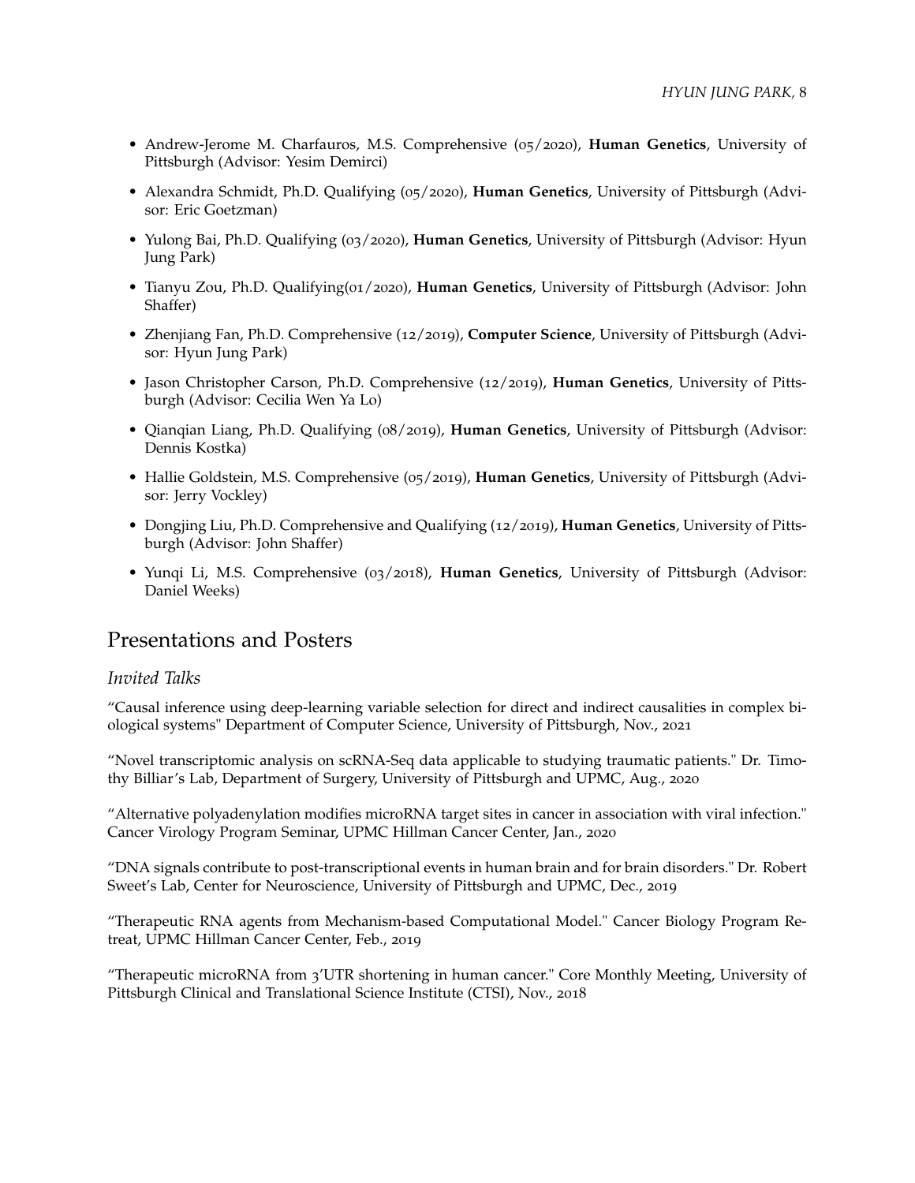- Andrew-Jerome M. Charfauros, M.S. Comprehensive (05/2020), **Human Genetics**, University of Pittsburgh (Advisor: Yesim Demirci)
- Alexandra Schmidt, Ph.D. Qualifying (05/2020), **Human Genetics**, University of Pittsburgh (Advisor: Eric Goetzman)
- Yulong Bai, Ph.D. Qualifying (03/2020), **Human Genetics**, University of Pittsburgh (Advisor: Hyun Jung Park)
- Tianyu Zou, Ph.D. Qualifying(01/2020), **Human Genetics**, University of Pittsburgh (Advisor: John Shaffer)
- Zhenjiang Fan, Ph.D. Comprehensive (12/2019), **Computer Science**, University of Pittsburgh (Advisor: Hyun Jung Park)
- Jason Christopher Carson, Ph.D. Comprehensive (12/2019), **Human Genetics**, University of Pittsburgh (Advisor: Cecilia Wen Ya Lo)
- Qianqian Liang, Ph.D. Qualifying (08/2019), **Human Genetics**, University of Pittsburgh (Advisor: Dennis Kostka)
- Hallie Goldstein, M.S. Comprehensive (05/2019), **Human Genetics**, University of Pittsburgh (Advisor: Jerry Vockley)
- Dongjing Liu, Ph.D. Comprehensive and Qualifying (12/2019), **Human Genetics**, University of Pittsburgh (Advisor: John Shaffer)
- Yunqi Li, M.S. Comprehensive (03/2018), **Human Genetics**, University of Pittsburgh (Advisor: Daniel Weeks)

## Presentations and Posters

### *Invited Talks*

"Causal inference using deep-learning variable selection for direct and indirect causalities in complex biological systems" Department of Computer Science, University of Pittsburgh, Nov., 2021

"Novel transcriptomic analysis on scRNA-Seq data applicable to studying traumatic patients." Dr. Timothy Billiar's Lab, Department of Surgery, University of Pittsburgh and UPMC, Aug., 2020

"Alternative polyadenylation modifies microRNA target sites in cancer in association with viral infection." Cancer Virology Program Seminar, UPMC Hillman Cancer Center, Jan., 2020

"DNA signals contribute to post-transcriptional events in human brain and for brain disorders." Dr. Robert Sweet's Lab, Center for Neuroscience, University of Pittsburgh and UPMC, Dec., 2019

"Therapeutic RNA agents from Mechanism-based Computational Model." Cancer Biology Program Retreat, UPMC Hillman Cancer Center, Feb., 2019

"Therapeutic microRNA from 3'UTR shortening in human cancer." Core Monthly Meeting, University of Pittsburgh Clinical and Translational Science Institute (CTSI), Nov., 2018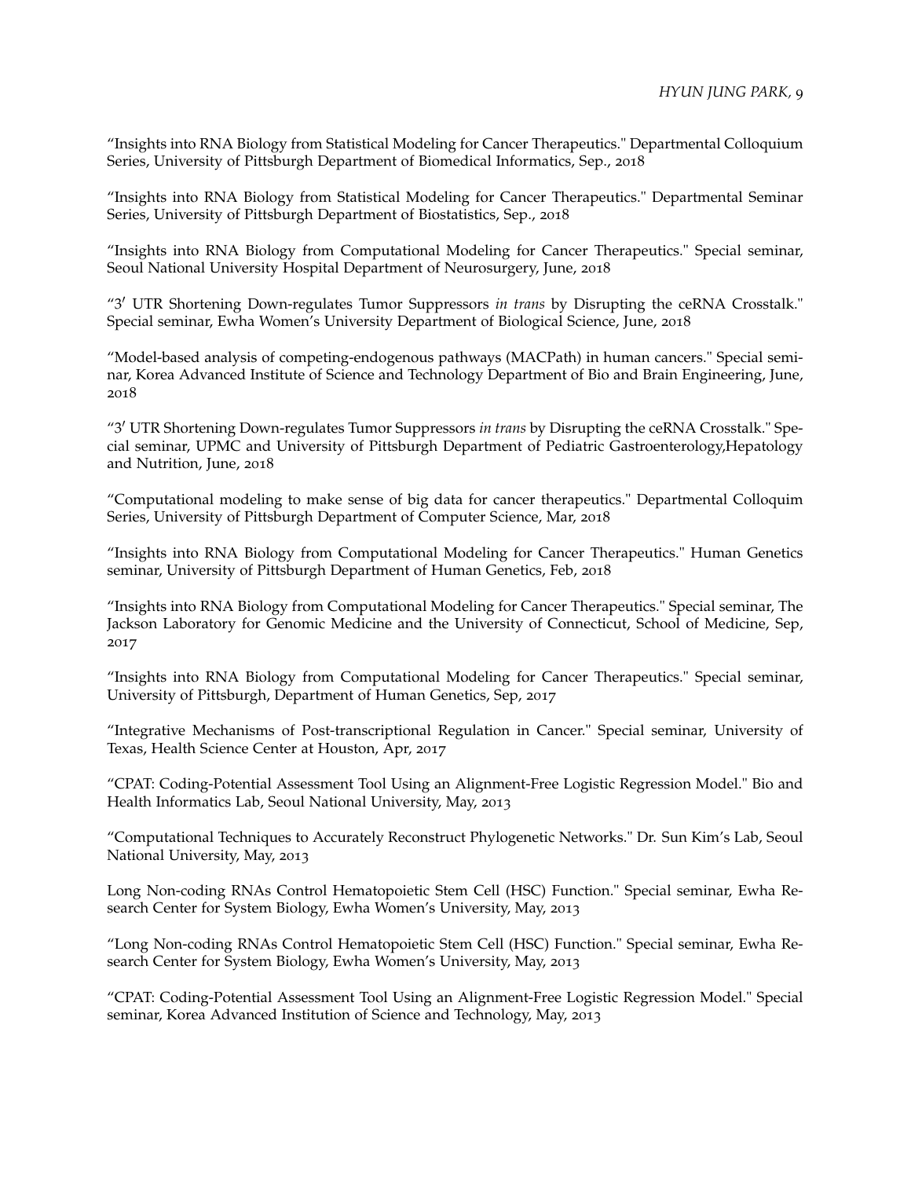"Insights into RNA Biology from Statistical Modeling for Cancer Therapeutics." Departmental Colloquium Series, University of Pittsburgh Department of Biomedical Informatics, Sep., 2018

"Insights into RNA Biology from Statistical Modeling for Cancer Therapeutics." Departmental Seminar Series, University of Pittsburgh Department of Biostatistics, Sep., 2018

"Insights into RNA Biology from Computational Modeling for Cancer Therapeutics." Special seminar, Seoul National University Hospital Department of Neurosurgery, June, 2018

"3′ UTR Shortening Down-regulates Tumor Suppressors *in trans* by Disrupting the ceRNA Crosstalk." Special seminar, Ewha Women's University Department of Biological Science, June, 2018

"Model-based analysis of competing-endogenous pathways (MACPath) in human cancers." Special seminar, Korea Advanced Institute of Science and Technology Department of Bio and Brain Engineering, June, 2018

"3′ UTR Shortening Down-regulates Tumor Suppressors *in trans* by Disrupting the ceRNA Crosstalk." Special seminar, UPMC and University of Pittsburgh Department of Pediatric Gastroenterology,Hepatology and Nutrition, June, 2018

"Computational modeling to make sense of big data for cancer therapeutics." Departmental Colloquim Series, University of Pittsburgh Department of Computer Science, Mar, 2018

"Insights into RNA Biology from Computational Modeling for Cancer Therapeutics." Human Genetics seminar, University of Pittsburgh Department of Human Genetics, Feb, 2018

"Insights into RNA Biology from Computational Modeling for Cancer Therapeutics." Special seminar, The Jackson Laboratory for Genomic Medicine and the University of Connecticut, School of Medicine, Sep, 2017

"Insights into RNA Biology from Computational Modeling for Cancer Therapeutics." Special seminar, University of Pittsburgh, Department of Human Genetics, Sep, 2017

"Integrative Mechanisms of Post-transcriptional Regulation in Cancer." Special seminar, University of Texas, Health Science Center at Houston, Apr, 2017

"CPAT: Coding-Potential Assessment Tool Using an Alignment-Free Logistic Regression Model." Bio and Health Informatics Lab, Seoul National University, May, 2013

"Computational Techniques to Accurately Reconstruct Phylogenetic Networks." Dr. Sun Kim's Lab, Seoul National University, May, 2013

Long Non-coding RNAs Control Hematopoietic Stem Cell (HSC) Function." Special seminar, Ewha Research Center for System Biology, Ewha Women's University, May, 2013

"Long Non-coding RNAs Control Hematopoietic Stem Cell (HSC) Function." Special seminar, Ewha Research Center for System Biology, Ewha Women's University, May, 2013

"CPAT: Coding-Potential Assessment Tool Using an Alignment-Free Logistic Regression Model." Special seminar, Korea Advanced Institution of Science and Technology, May, 2013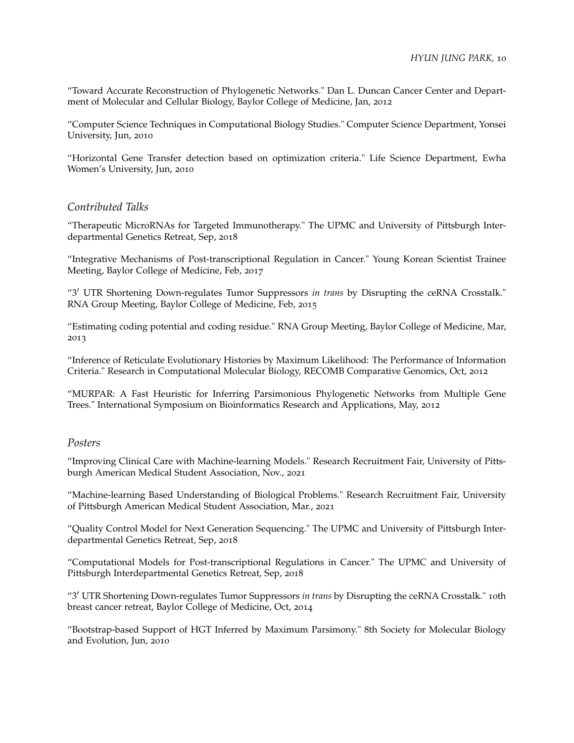"Toward Accurate Reconstruction of Phylogenetic Networks." Dan L. Duncan Cancer Center and Department of Molecular and Cellular Biology, Baylor College of Medicine, Jan, 2012

"Computer Science Techniques in Computational Biology Studies." Computer Science Department, Yonsei University, Jun, 2010

"Horizontal Gene Transfer detection based on optimization criteria." Life Science Department, Ewha Women's University, Jun, 2010

### *Contributed Talks*

"Therapeutic MicroRNAs for Targeted Immunotherapy." The UPMC and University of Pittsburgh Interdepartmental Genetics Retreat, Sep, 2018

"Integrative Mechanisms of Post-transcriptional Regulation in Cancer." Young Korean Scientist Trainee Meeting, Baylor College of Medicine, Feb, 2017

"3′ UTR Shortening Down-regulates Tumor Suppressors *in trans* by Disrupting the ceRNA Crosstalk." RNA Group Meeting, Baylor College of Medicine, Feb, 2015

"Estimating coding potential and coding residue." RNA Group Meeting, Baylor College of Medicine, Mar, 2013

"Inference of Reticulate Evolutionary Histories by Maximum Likelihood: The Performance of Information Criteria." Research in Computational Molecular Biology, RECOMB Comparative Genomics, Oct, 2012

"MURPAR: A Fast Heuristic for Inferring Parsimonious Phylogenetic Networks from Multiple Gene Trees." International Symposium on Bioinformatics Research and Applications, May, 2012

### *Posters*

"Improving Clinical Care with Machine-learning Models." Research Recruitment Fair, University of Pittsburgh American Medical Student Association, Nov., 2021

"Machine-learning Based Understanding of Biological Problems." Research Recruitment Fair, University of Pittsburgh American Medical Student Association, Mar., 2021

"Quality Control Model for Next Generation Sequencing." The UPMC and University of Pittsburgh Interdepartmental Genetics Retreat, Sep, 2018

"Computational Models for Post-transcriptional Regulations in Cancer." The UPMC and University of Pittsburgh Interdepartmental Genetics Retreat, Sep, 2018

"3′ UTR Shortening Down-regulates Tumor Suppressors *in trans* by Disrupting the ceRNA Crosstalk." 10th breast cancer retreat, Baylor College of Medicine, Oct, 2014

"Bootstrap-based Support of HGT Inferred by Maximum Parsimony." 8th Society for Molecular Biology and Evolution, Jun, 2010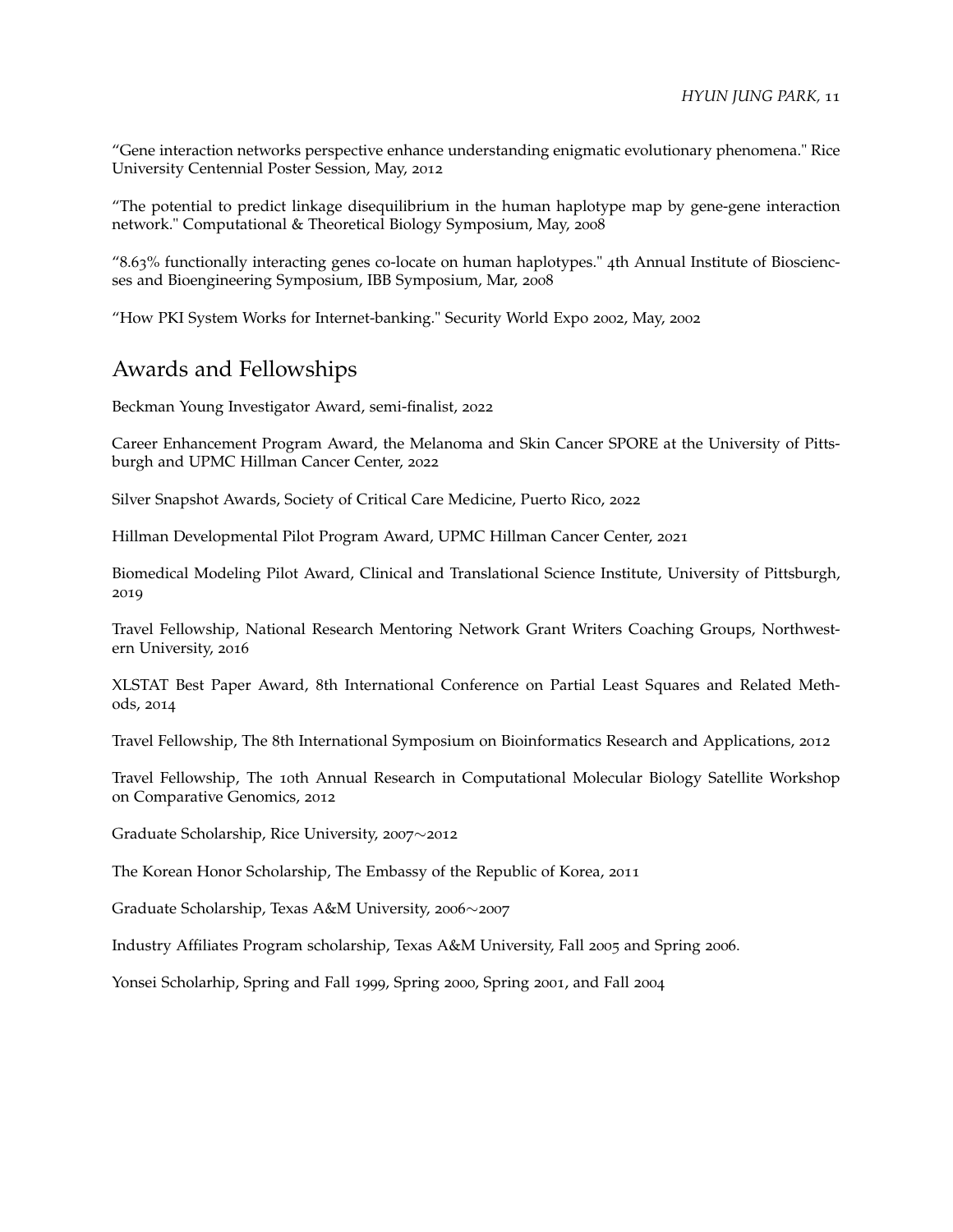"Gene interaction networks perspective enhance understanding enigmatic evolutionary phenomena." Rice University Centennial Poster Session, May, 2012

"The potential to predict linkage disequilibrium in the human haplotype map by gene-gene interaction network." Computational & Theoretical Biology Symposium, May, 2008

"8.63% functionally interacting genes co-locate on human haplotypes." 4th Annual Institute of Biosciencses and Bioengineering Symposium, IBB Symposium, Mar, 2008

"How PKI System Works for Internet-banking." Security World Expo 2002, May, 2002

## Awards and Fellowships

Beckman Young Investigator Award, semi-finalist, 2022

Career Enhancement Program Award, the Melanoma and Skin Cancer SPORE at the University of Pittsburgh and UPMC Hillman Cancer Center, 2022

Silver Snapshot Awards, Society of Critical Care Medicine, Puerto Rico, 2022

Hillman Developmental Pilot Program Award, UPMC Hillman Cancer Center, 2021

Biomedical Modeling Pilot Award, Clinical and Translational Science Institute, University of Pittsburgh, 2019

Travel Fellowship, National Research Mentoring Network Grant Writers Coaching Groups, Northwestern University, 2016

XLSTAT Best Paper Award, 8th International Conference on Partial Least Squares and Related Methods, 2014

Travel Fellowship, The 8th International Symposium on Bioinformatics Research and Applications, 2012

Travel Fellowship, The 10th Annual Research in Computational Molecular Biology Satellite Workshop on Comparative Genomics, 2012

Graduate Scholarship, Rice University, 2007∼2012

The Korean Honor Scholarship, The Embassy of the Republic of Korea, 2011

Graduate Scholarship, Texas A&M University, 2006∼2007

Industry Affiliates Program scholarship, Texas A&M University, Fall 2005 and Spring 2006.

Yonsei Scholarhip, Spring and Fall 1999, Spring 2000, Spring 2001, and Fall 2004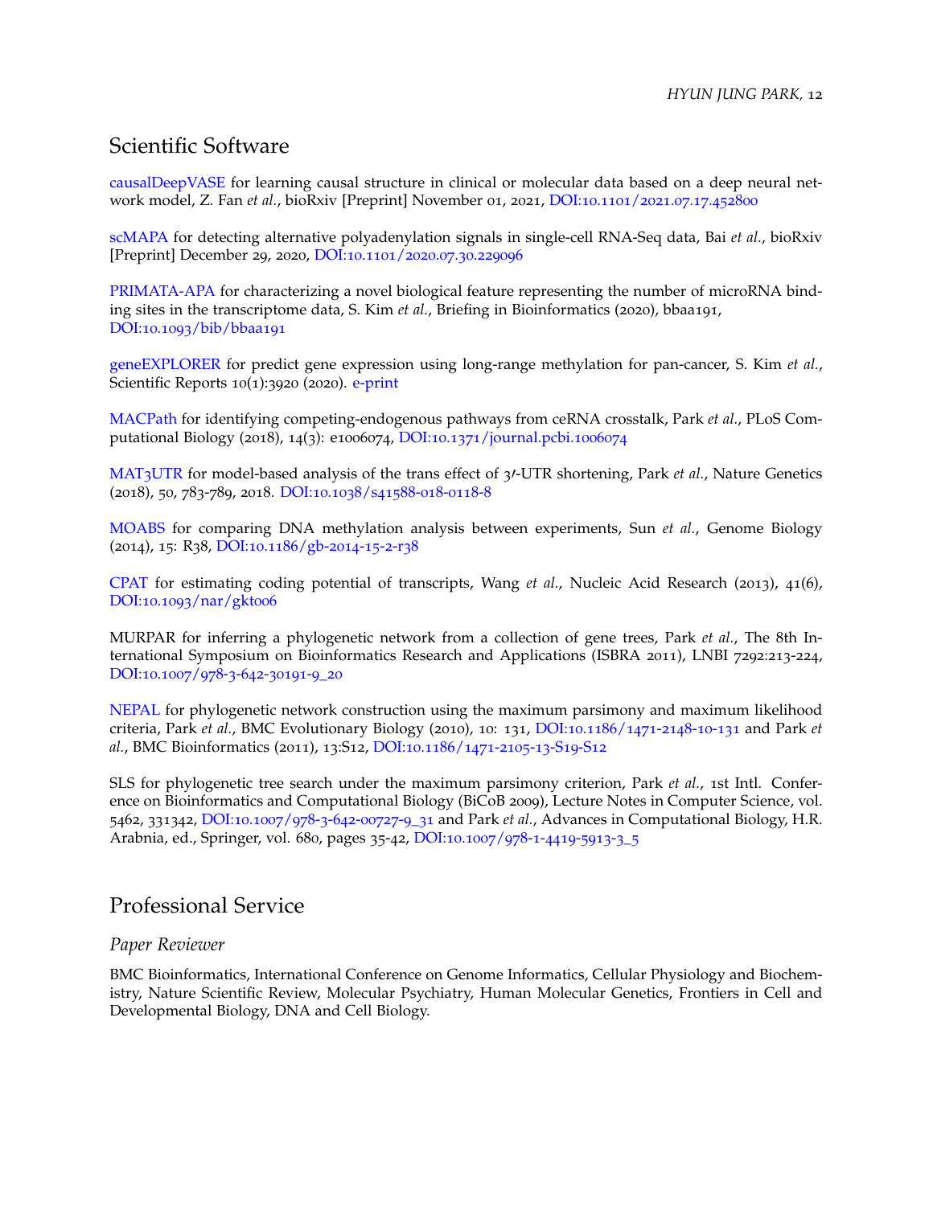## Scientific Software

causalDeepVASE for learning causal structure in clinical or molecular data based on a deep neural network model, Z. Fan *et al.*, bioRxiv [Preprint] November 01, 2021, DOI:10.1101/2021.07.17.452800

scMAPA for detecting alternative polyadenylation signals in single-cell RNA-Seq data, Bai *et al.*, bioRxiv [Preprint] December 29, 2020, DOI:10.1101/2020.07.30.229096

PRIMATA-APA for characterizing a novel biological feature representing the number of microRNA binding sites in the transcriptome data, S. Kim *et al.*, Briefing in Bioinformatics (2020), bbaa191, DOI:10.1093/bib/bbaa191

geneEXPLORER for predict gene expression using long-range methylation for pan-cancer, S. Kim *et al.*, Scientific Reports 10(1):3920 (2020). e-print

MACPath for identifying competing-endogenous pathways from ceRNA crosstalk, Park *et al.*, PLoS Computational Biology (2018), 14(3): e1006074, DOI:10.1371/journal.pcbi.1006074

MAT3UTR for model-based analysis of the trans effect of 3′-UTR shortening, Park *et al.*, Nature Genetics (2018), 50, 783-789, 2018. DOI:10.1038/s41588-018-0118-8

MOABS for comparing DNA methylation analysis between experiments, Sun *et al.*, Genome Biology (2014), 15: R38, DOI:10.1186/gb-2014-15-2-r38

CPAT for estimating coding potential of transcripts, Wang *et al.*, Nucleic Acid Research (2013), 41(6), DOI:10.1093/nar/gkt006

MURPAR for inferring a phylogenetic network from a collection of gene trees, Park *et al.*, The 8th International Symposium on Bioinformatics Research and Applications (ISBRA 2011), LNBI 7292:213-224, DOI:10.1007/978-3-642-30191-9_20

NEPAL for phylogenetic network construction using the maximum parsimony and maximum likelihood criteria, Park *et al.*, BMC Evolutionary Biology (2010), 10: 131, DOI:10.1186/1471-2148-10-131 and Park *et al.*, BMC Bioinformatics (2011), 13:S12, DOI:10.1186/1471-2105-13-S19-S12

SLS for phylogenetic tree search under the maximum parsimony criterion, Park *et al.*, 1st Intl. Conference on Bioinformatics and Computational Biology (BiCoB 2009), Lecture Notes in Computer Science, vol. 5462, 331342, DOI:10.1007/978-3-642-00727-9_31 and Park *et al.*, Advances in Computational Biology, H.R. Arabnia, ed., Springer, vol. 680, pages 35-42, DOI:10.1007/978-1-4419-5913-3_5

## Professional Service

### *Paper Reviewer*

BMC Bioinformatics, International Conference on Genome Informatics, Cellular Physiology and Biochemistry, Nature Scientific Review, Molecular Psychiatry, Human Molecular Genetics, Frontiers in Cell and Developmental Biology, DNA and Cell Biology.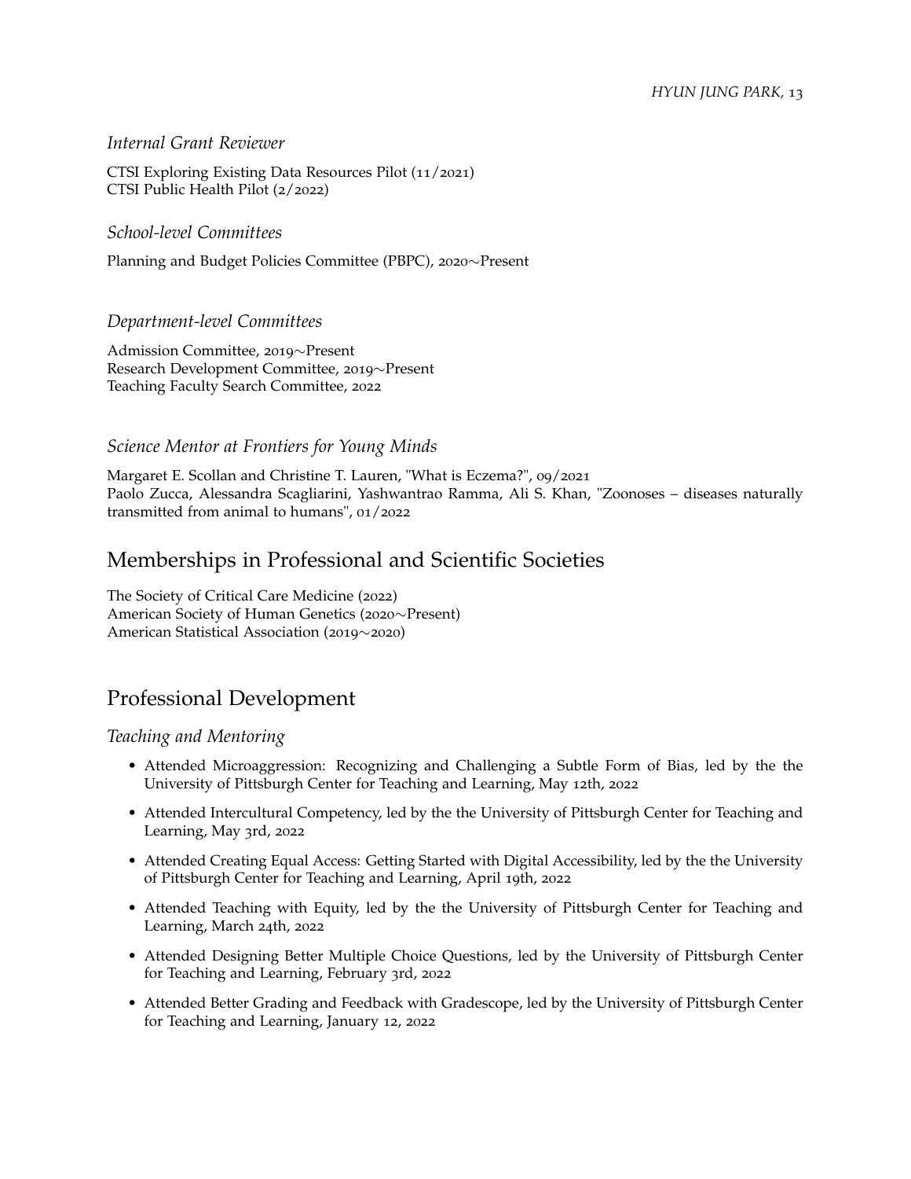### *Internal Grant Reviewer*

CTSI Exploring Existing Data Resources Pilot (11/2021)
CTSI Public Health Pilot (2/2022)

### *School-level Committees*

Planning and Budget Policies Committee (PBPC), 2020∼Present

### *Department-level Committees*

Admission Committee, 2019∼Present
Research Development Committee, 2019∼Present
Teaching Faculty Search Committee, 2022

### *Science Mentor at Frontiers for Young Minds*

Margaret E. Scollan and Christine T. Lauren, "What is Eczema?", 09/2021
Paolo Zucca, Alessandra Scagliarini, Yashwantrao Ramma, Ali S. Khan, "Zoonoses – diseases naturally transmitted from animal to humans", 01/2022

## Memberships in Professional and Scientific Societies

The Society of Critical Care Medicine (2022)
American Society of Human Genetics (2020∼Present)
American Statistical Association (2019∼2020)

## Professional Development

### *Teaching and Mentoring*

- Attended Microaggression: Recognizing and Challenging a Subtle Form of Bias, led by the the University of Pittsburgh Center for Teaching and Learning, May 12th, 2022
- Attended Intercultural Competency, led by the the University of Pittsburgh Center for Teaching and Learning, May 3rd, 2022
- Attended Creating Equal Access: Getting Started with Digital Accessibility, led by the the University of Pittsburgh Center for Teaching and Learning, April 19th, 2022
- Attended Teaching with Equity, led by the the University of Pittsburgh Center for Teaching and Learning, March 24th, 2022
- Attended Designing Better Multiple Choice Questions, led by the University of Pittsburgh Center for Teaching and Learning, February 3rd, 2022
- Attended Better Grading and Feedback with Gradescope, led by the University of Pittsburgh Center for Teaching and Learning, January 12, 2022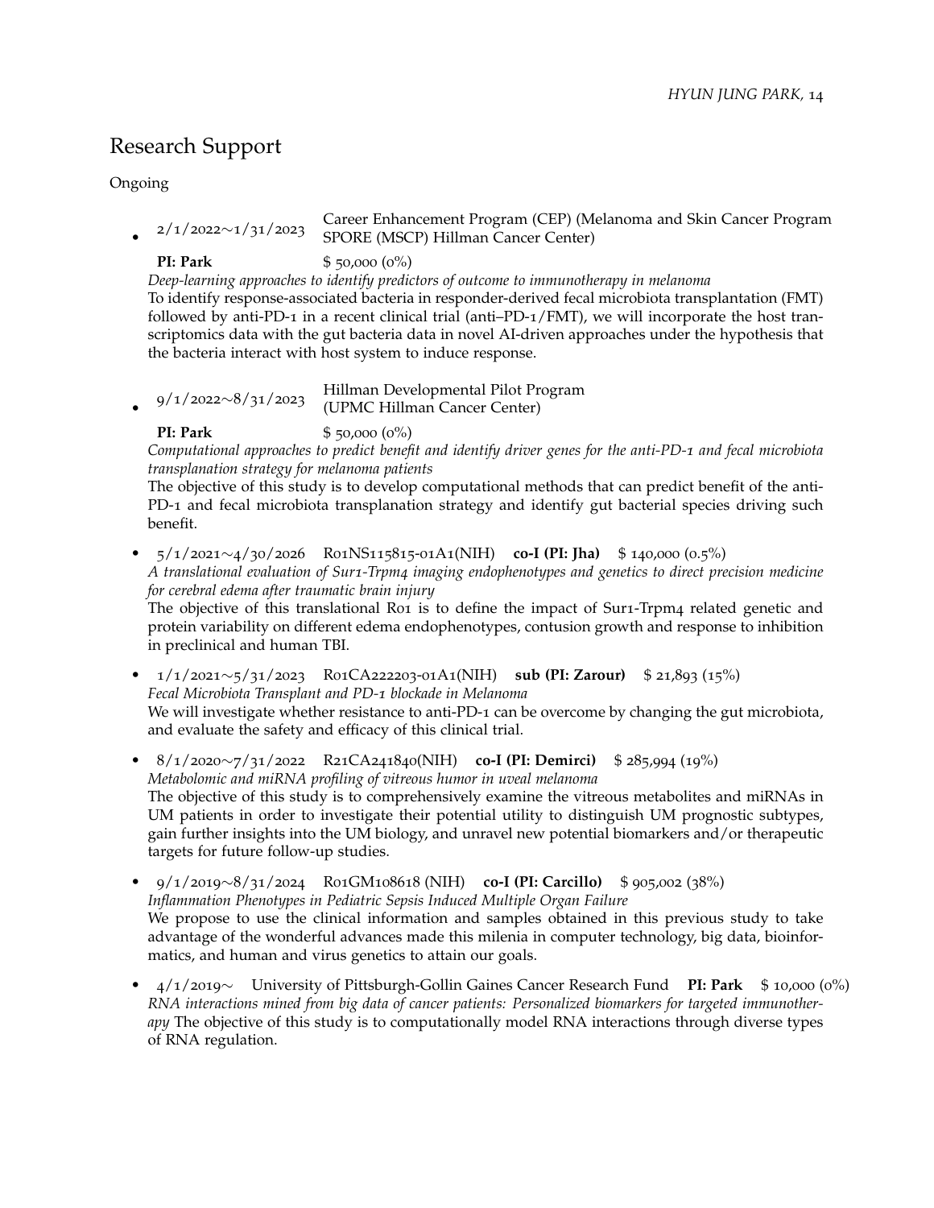## Research Support

Ongoing

- 2/1/2022∼1/31/2023 Career Enhancement Program (CEP) (Melanoma and Skin Cancer Program SPORE (MSCP) Hillman Cancer Center)

  **PI: Park** $ 50,000 (0%)
  *Deep-learning approaches to identify predictors of outcome to immunotherapy in melanoma*
  To identify response-associated bacteria in responder-derived fecal microbiota transplantation (FMT) followed by anti-PD-1 in a recent clinical trial (anti–PD-1/FMT), we will incorporate the host transcriptomics data with the gut bacteria data in novel AI-driven approaches under the hypothesis that the bacteria interact with host system to induce response.

- 9/1/2022∼8/31/2023 Hillman Developmental Pilot Program (UPMC Hillman Cancer Center)

  **PI: Park** $ 50,000 (0%)
  *Computational approaches to predict benefit and identify driver genes for the anti-PD-1 and fecal microbiota transplanation strategy for melanoma patients*
  The objective of this study is to develop computational methods that can predict benefit of the anti-PD-1 and fecal microbiota transplanation strategy and identify gut bacterial species driving such benefit.

- 5/1/2021∼4/30/2026 R01NS115815-01A1(NIH) **co-I (PI: Jha)** $ 140,000 (0.5%)
  *A translational evaluation of Sur1-Trpm4 imaging endophenotypes and genetics to direct precision medicine for cerebral edema after traumatic brain injury*
  The objective of this translational R01 is to define the impact of Sur1-Trpm4 related genetic and protein variability on different edema endophenotypes, contusion growth and response to inhibition in preclinical and human TBI.

- 1/1/2021∼5/31/2023 R01CA222203-01A1(NIH) **sub (PI: Zarour)** $ 21,893 (15%)
  *Fecal Microbiota Transplant and PD-1 blockade in Melanoma*
  We will investigate whether resistance to anti-PD-1 can be overcome by changing the gut microbiota, and evaluate the safety and efficacy of this clinical trial.

- 8/1/2020∼7/31/2022 R21CA241840(NIH) **co-I (PI: Demirci)** $ 285,994 (19%)
  *Metabolomic and miRNA profiling of vitreous humor in uveal melanoma*
  The objective of this study is to comprehensively examine the vitreous metabolites and miRNAs in UM patients in order to investigate their potential utility to distinguish UM prognostic subtypes, gain further insights into the UM biology, and unravel new potential biomarkers and/or therapeutic targets for future follow-up studies.

- 9/1/2019∼8/31/2024 R01GM108618 (NIH) **co-I (PI: Carcillo)** $ 905,002 (38%)
  *Inflammation Phenotypes in Pediatric Sepsis Induced Multiple Organ Failure*
  We propose to use the clinical information and samples obtained in this previous study to take advantage of the wonderful advances made this milenia in computer technology, big data, bioinformatics, and human and virus genetics to attain our goals.

- 4/1/2019∼ University of Pittsburgh-Gollin Gaines Cancer Research Fund **PI: Park** $ 10,000 (0%)
  *RNA interactions mined from big data of cancer patients: Personalized biomarkers for targeted immunotherapy* The objective of this study is to computationally model RNA interactions through diverse types of RNA regulation.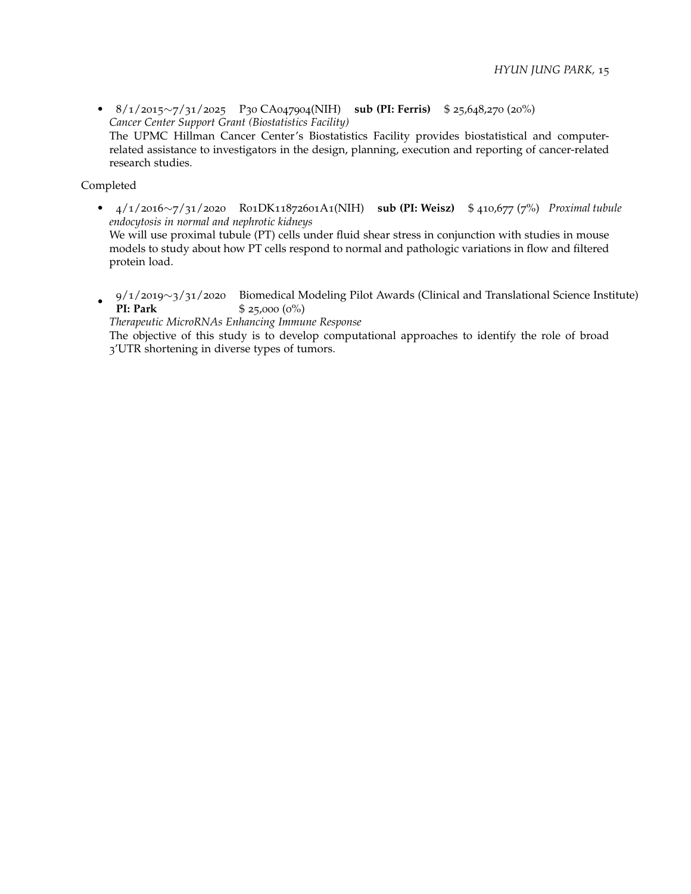- 8/1/2015∼7/31/2025 P30 CA047904(NIH) **sub (PI: Ferris)** $ 25,648,270 (20%)
  *Cancer Center Support Grant (Biostatistics Facility)*
  The UPMC Hillman Cancer Center's Biostatistics Facility provides biostatistical and computer-related assistance to investigators in the design, planning, execution and reporting of cancer-related research studies.

Completed

- 4/1/2016∼7/31/2020 R01DK11872601A1(NIH) **sub (PI: Weisz)** $ 410,677 (7%) *Proximal tubule endocytosis in normal and nephrotic kidneys*
  We will use proximal tubule (PT) cells under fluid shear stress in conjunction with studies in mouse models to study about how PT cells respond to normal and pathologic variations in flow and filtered protein load.

- 9/1/2019∼3/31/2020 Biomedical Modeling Pilot Awards (Clinical and Translational Science Institute)
  **PI: Park** $ 25,000 (0%)
  *Therapeutic MicroRNAs Enhancing Immune Response*
  The objective of this study is to develop computational approaches to identify the role of broad 3'UTR shortening in diverse types of tumors.